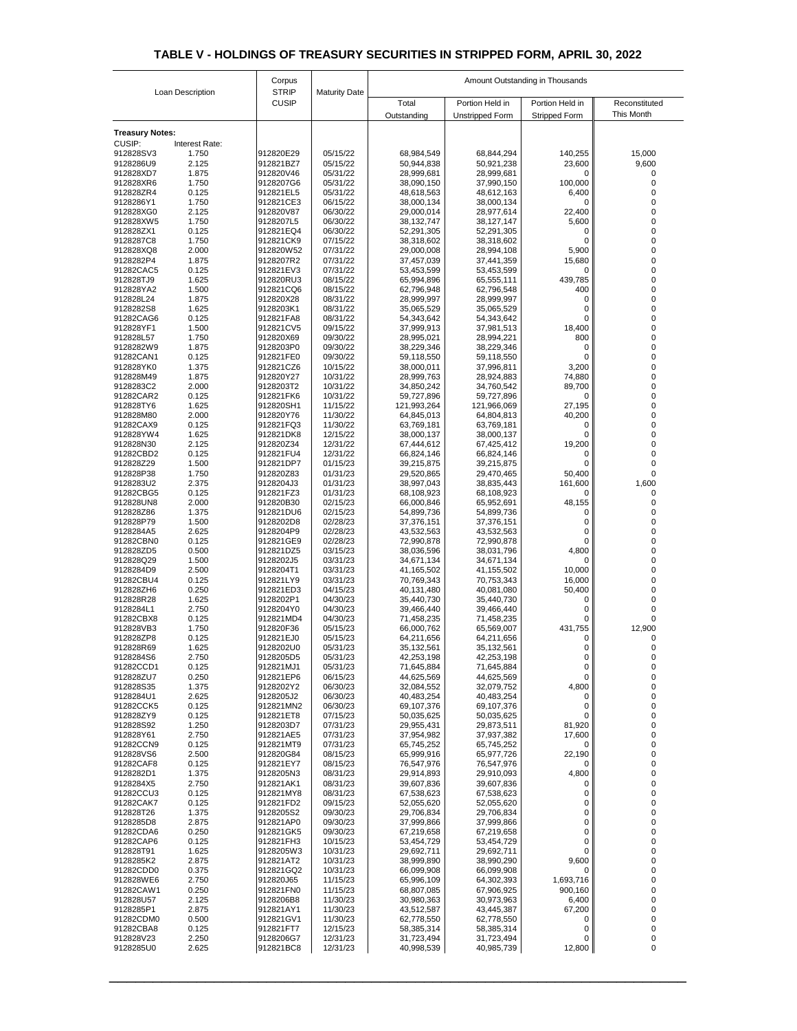# TABLE V - HOLDINGS OF TREASURY SECURITIES IN STRIPPED FORM, APRIL 30, 2022

| Loan Description | | Corpus STRIP CUSIP | Maturity Date | Amount Outstanding in Thousands | | | |
|---|---|---|---|---|---|---|---|
| | | | | Total Outstanding | Portion Held in Unstripped Form | Portion Held in Stripped Form | Reconstituted This Month |
| **Treasury Notes:** | | | | | | | |
| CUSIP: | Interest Rate: | | | | | | |
| 912828SV3 | 1.750 | 912820E29 | 05/15/22 | 68,984,549 | 68,844,294 | 140,255 | 15,000 |
| 9128286U9 | 2.125 | 912821BZ7 | 05/15/22 | 50,944,838 | 50,921,238 | 23,600 | 9,600 |
| 912828XD7 | 1.875 | 912820V46 | 05/31/22 | 28,999,681 | 28,999,681 | 0 | 0 |
| 912828XR6 | 1.750 | 9128207G6 | 05/31/22 | 38,090,150 | 37,990,150 | 100,000 | 0 |
| 912828ZR4 | 0.125 | 912821EL5 | 05/31/22 | 48,618,563 | 48,612,163 | 6,400 | 0 |
| 9128286Y1 | 1.750 | 912821CE3 | 06/15/22 | 38,000,134 | 38,000,134 | 0 | 0 |
| 912828XG0 | 2.125 | 912820V87 | 06/30/22 | 29,000,014 | 28,977,614 | 22,400 | 0 |
| 912828XW5 | 1.750 | 9128207L5 | 06/30/22 | 38,132,747 | 38,127,147 | 5,600 | 0 |
| 912828ZX1 | 0.125 | 912821EQ4 | 06/30/22 | 52,291,305 | 52,291,305 | 0 | 0 |
| 9128287C8 | 1.750 | 912821CK9 | 07/15/22 | 38,318,602 | 38,318,602 | 0 | 0 |
| 912828XQ8 | 2.000 | 912820W52 | 07/31/22 | 29,000,008 | 28,994,108 | 5,900 | 0 |
| 9128282P4 | 1.875 | 9128207R2 | 07/31/22 | 37,457,039 | 37,441,359 | 15,680 | 0 |
| 91282CAC5 | 0.125 | 912821EV3 | 07/31/22 | 53,453,599 | 53,453,599 | 0 | 0 |
| 912828TJ9 | 1.625 | 912820RU3 | 08/15/22 | 65,994,896 | 65,555,111 | 439,785 | 0 |
| 912828YA2 | 1.500 | 912821CQ6 | 08/15/22 | 62,796,948 | 62,796,548 | 400 | 0 |
| 912828L24 | 1.875 | 912820X28 | 08/31/22 | 28,999,997 | 28,999,997 | 0 | 0 |
| 9128282S8 | 1.625 | 9128203K1 | 08/31/22 | 35,065,529 | 35,065,529 | 0 | 0 |
| 91282CAG6 | 0.125 | 912821FA8 | 08/31/22 | 54,343,642 | 54,343,642 | 0 | 0 |
| 912828YF1 | 1.500 | 912821CV5 | 09/15/22 | 37,999,913 | 37,981,513 | 18,400 | 0 |
| 912828L57 | 1.750 | 912820X69 | 09/30/22 | 28,995,021 | 28,994,221 | 800 | 0 |
| 9128282W9 | 1.875 | 9128203P0 | 09/30/22 | 38,229,346 | 38,229,346 | 0 | 0 |
| 91282CAN1 | 0.125 | 912821FE0 | 09/30/22 | 59,118,550 | 59,118,550 | 0 | 0 |
| 912828YK0 | 1.375 | 912821CZ6 | 10/15/22 | 38,000,011 | 37,996,811 | 3,200 | 0 |
| 912828M49 | 1.875 | 912820Y27 | 10/31/22 | 28,999,763 | 28,924,883 | 74,880 | 0 |
| 9128283C2 | 2.000 | 9128203T2 | 10/31/22 | 34,850,242 | 34,760,542 | 89,700 | 0 |
| 91282CAR2 | 0.125 | 912821FK6 | 10/31/22 | 59,727,896 | 59,727,896 | 0 | 0 |
| 912828TY6 | 1.625 | 912820SH1 | 11/15/22 | 121,993,264 | 121,966,069 | 27,195 | 0 |
| 912828M80 | 2.000 | 912820Y76 | 11/30/22 | 64,845,013 | 64,804,813 | 40,200 | 0 |
| 91282CAX9 | 0.125 | 912821FQ3 | 11/30/22 | 63,769,181 | 63,769,181 | 0 | 0 |
| 912828YW4 | 1.625 | 912821DK8 | 12/15/22 | 38,000,137 | 38,000,137 | 0 | 0 |
| 912828N30 | 2.125 | 912820Z34 | 12/31/22 | 67,444,612 | 67,425,412 | 19,200 | 0 |
| 91282CBD2 | 0.125 | 912821FU4 | 12/31/22 | 66,824,146 | 66,824,146 | 0 | 0 |
| 912828Z29 | 1.500 | 912821DP7 | 01/15/23 | 39,215,875 | 39,215,875 | 0 | 0 |
| 912828P38 | 1.750 | 912820Z83 | 01/31/23 | 29,520,865 | 29,470,465 | 50,400 | 0 |
| 9128283U2 | 2.375 | 9128204J3 | 01/31/23 | 38,997,043 | 38,835,443 | 161,600 | 1,600 |
| 91282CBG5 | 0.125 | 912821FZ3 | 01/31/23 | 68,108,923 | 68,108,923 | 0 | 0 |
| 912828UN8 | 2.000 | 912820B30 | 02/15/23 | 66,000,846 | 65,952,691 | 48,155 | 0 |
| 912828Z86 | 1.375 | 912821DU6 | 02/15/23 | 54,899,736 | 54,899,736 | 0 | 0 |
| 912828P79 | 1.500 | 9128202D8 | 02/28/23 | 37,376,151 | 37,376,151 | 0 | 0 |
| 9128284A5 | 2.625 | 9128204P9 | 02/28/23 | 43,532,563 | 43,532,563 | 0 | 0 |
| 91282CBN0 | 0.125 | 912821GE9 | 02/28/23 | 72,990,878 | 72,990,878 | 0 | 0 |
| 912828ZD5 | 0.500 | 912821DZ5 | 03/15/23 | 38,036,596 | 38,031,796 | 4,800 | 0 |
| 912828Q29 | 1.500 | 9128202J5 | 03/31/23 | 34,671,134 | 34,671,134 | 0 | 0 |
| 9128284D9 | 2.500 | 9128204T1 | 03/31/23 | 41,165,502 | 41,155,502 | 10,000 | 0 |
| 91282CBU4 | 0.125 | 912821LY9 | 03/31/23 | 70,769,343 | 70,753,343 | 16,000 | 0 |
| 912828ZH6 | 0.250 | 912821ED3 | 04/15/23 | 40,131,480 | 40,081,080 | 50,400 | 0 |
| 912828R28 | 1.625 | 9128202P1 | 04/30/23 | 35,440,730 | 35,440,730 | 0 | 0 |
| 9128284L1 | 2.750 | 9128204Y0 | 04/30/23 | 39,466,440 | 39,466,440 | 0 | 0 |
| 91282CBX8 | 0.125 | 912821MD4 | 04/30/23 | 71,458,235 | 71,458,235 | 0 | 0 |
| 912828VB3 | 1.750 | 912820F36 | 05/15/23 | 66,000,762 | 65,569,007 | 431,755 | 12,900 |
| 912828ZP8 | 0.125 | 912821EJ0 | 05/15/23 | 64,211,656 | 64,211,656 | 0 | 0 |
| 912828R69 | 1.625 | 9128202U0 | 05/31/23 | 35,132,561 | 35,132,561 | 0 | 0 |
| 9128284S6 | 2.750 | 9128205D5 | 05/31/23 | 42,253,198 | 42,253,198 | 0 | 0 |
| 91282CCD1 | 0.125 | 912821MJ1 | 05/31/23 | 71,645,884 | 71,645,884 | 0 | 0 |
| 912828ZU7 | 0.250 | 912821EP6 | 06/15/23 | 44,625,569 | 44,625,569 | 0 | 0 |
| 912828S35 | 1.375 | 9128202Y2 | 06/30/23 | 32,084,552 | 32,079,752 | 4,800 | 0 |
| 9128284U1 | 2.625 | 9128205J2 | 06/30/23 | 40,483,254 | 40,483,254 | 0 | 0 |
| 91282CCK5 | 0.125 | 912821MN2 | 06/30/23 | 69,107,376 | 69,107,376 | 0 | 0 |
| 912828ZY9 | 0.125 | 912821ET8 | 07/15/23 | 50,035,625 | 50,035,625 | 0 | 0 |
| 912828S92 | 1.250 | 9128203D7 | 07/31/23 | 29,955,431 | 29,873,511 | 81,920 | 0 |
| 912828Y61 | 2.750 | 912821AE5 | 07/31/23 | 37,954,982 | 37,937,382 | 17,600 | 0 |
| 91282CCN9 | 0.125 | 912821MT9 | 07/31/23 | 65,745,252 | 65,745,252 | 0 | 0 |
| 912828VS6 | 2.500 | 912820G84 | 08/15/23 | 65,999,916 | 65,977,726 | 22,190 | 0 |
| 91282CAF8 | 0.125 | 912821EY7 | 08/15/23 | 76,547,976 | 76,547,976 | 0 | 0 |
| 9128282D1 | 1.375 | 9128205N3 | 08/31/23 | 29,914,893 | 29,910,093 | 4,800 | 0 |
| 9128284X5 | 2.750 | 912821AK1 | 08/31/23 | 39,607,836 | 39,607,836 | 0 | 0 |
| 91282CCU3 | 0.125 | 912821MY8 | 08/31/23 | 67,538,623 | 67,538,623 | 0 | 0 |
| 91282CAK7 | 0.125 | 912821FD2 | 09/15/23 | 52,055,620 | 52,055,620 | 0 | 0 |
| 912828T26 | 1.375 | 9128205S2 | 09/30/23 | 29,706,834 | 29,706,834 | 0 | 0 |
| 9128285D8 | 2.875 | 912821AP0 | 09/30/23 | 37,999,866 | 37,999,866 | 0 | 0 |
| 91282CDA6 | 0.250 | 912821GK5 | 09/30/23 | 67,219,658 | 67,219,658 | 0 | 0 |
| 91282CAP6 | 0.125 | 912821FH3 | 10/15/23 | 53,454,729 | 53,454,729 | 0 | 0 |
| 912828T91 | 1.625 | 9128205W3 | 10/31/23 | 29,692,711 | 29,692,711 | 0 | 0 |
| 9128285K2 | 2.875 | 912821AT2 | 10/31/23 | 38,999,890 | 38,990,290 | 9,600 | 0 |
| 91282CDD0 | 0.375 | 912821GQ2 | 10/31/23 | 66,099,908 | 66,099,908 | 0 | 0 |
| 912828WE6 | 2.750 | 912820J65 | 11/15/23 | 65,996,109 | 64,302,393 | 1,693,716 | 0 |
| 91282CAW1 | 0.250 | 912821FN0 | 11/15/23 | 68,807,085 | 67,906,925 | 900,160 | 0 |
| 912828U57 | 2.125 | 9128206B8 | 11/30/23 | 30,980,363 | 30,973,963 | 6,400 | 0 |
| 9128285P1 | 2.875 | 912821AY1 | 11/30/23 | 43,512,587 | 43,445,387 | 67,200 | 0 |
| 91282CDM0 | 0.500 | 912821GV1 | 11/30/23 | 62,778,550 | 62,778,550 | 0 | 0 |
| 91282CBA8 | 0.125 | 912821FT7 | 12/15/23 | 58,385,314 | 58,385,314 | 0 | 0 |
| 912828V23 | 2.250 | 9128206G7 | 12/31/23 | 31,723,494 | 31,723,494 | 0 | 0 |
| 9128285U0 | 2.625 | 912821BC8 | 12/31/23 | 40,998,539 | 40,985,739 | 12,800 | 0 |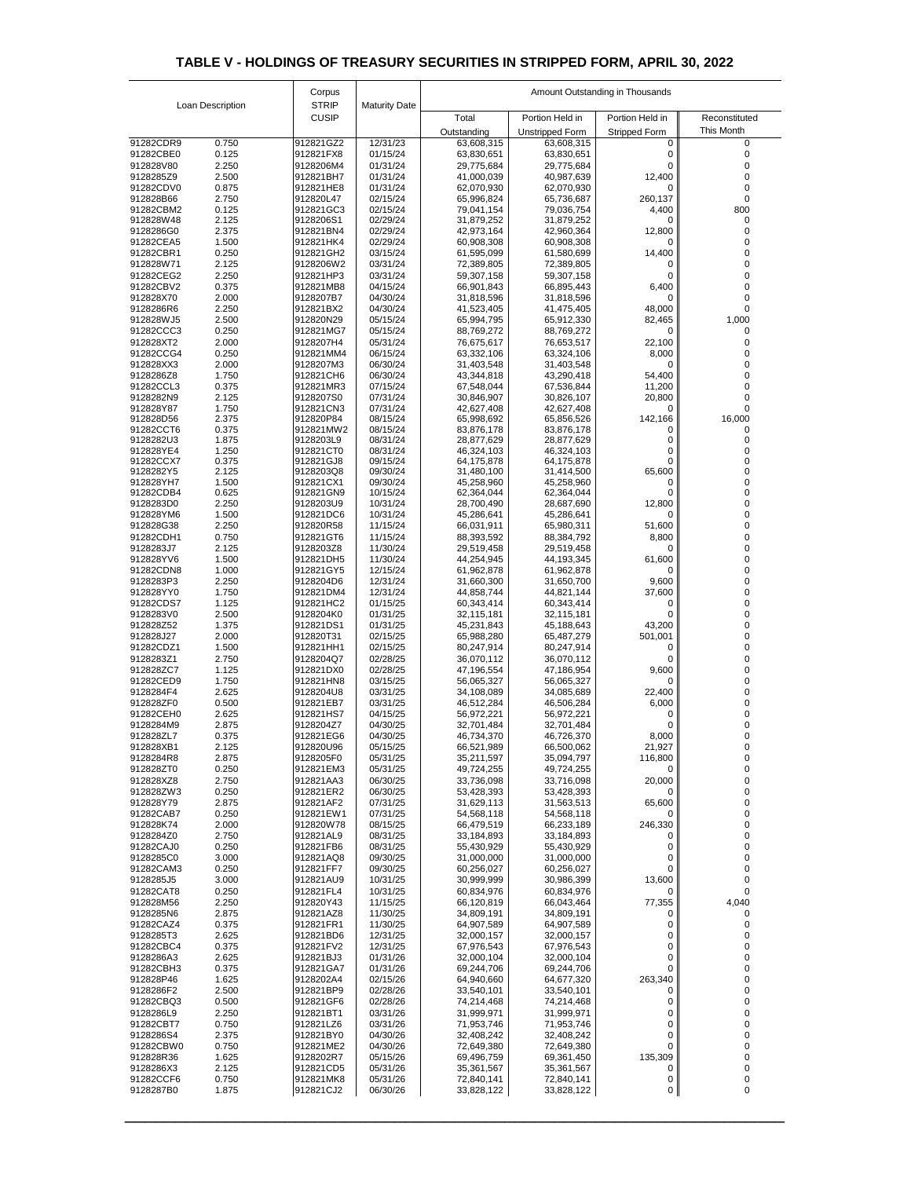# TABLE V - HOLDINGS OF TREASURY SECURITIES IN STRIPPED FORM, APRIL 30, 2022

| Loan Description | | Corpus STRIP CUSIP | Maturity Date | Amount Outstanding in Thousands | | | |
|---|---|---|---|---|---|---|---|
| | | | | Total Outstanding | Portion Held in Unstripped Form | Portion Held in Stripped Form | Reconstituted This Month |
| 91282CDR9 | 0.750 | 912821GZ2 | 12/31/23 | 63,608,315 | 63,608,315 | 0 | 0 |
| 91282CBE0 | 0.125 | 912821FX8 | 01/15/24 | 63,830,651 | 63,830,651 | 0 | 0 |
| 912828V80 | 2.250 | 9128206M4 | 01/31/24 | 29,775,684 | 29,775,684 | 0 | 0 |
| 9128285Z9 | 2.500 | 912821BH7 | 01/31/24 | 41,000,039 | 40,987,639 | 12,400 | 0 |
| 91282CDV0 | 0.875 | 912821HE8 | 01/31/24 | 62,070,930 | 62,070,930 | 0 | 0 |
| 912828B66 | 2.750 | 912820L47 | 02/15/24 | 65,996,824 | 65,736,687 | 260,137 | 0 |
| 91282CBM2 | 0.125 | 912821GC3 | 02/15/24 | 79,041,154 | 79,036,754 | 4,400 | 800 |
| 912828W48 | 2.125 | 9128206S1 | 02/29/24 | 31,879,252 | 31,879,252 | 0 | 0 |
| 9128286G0 | 2.375 | 912821BN4 | 02/29/24 | 42,973,164 | 42,960,364 | 12,800 | 0 |
| 91282CEA5 | 1.500 | 912821HK4 | 02/29/24 | 60,908,308 | 60,908,308 | 0 | 0 |
| 91282CBR1 | 0.250 | 912821GH2 | 03/15/24 | 61,595,099 | 61,580,699 | 14,400 | 0 |
| 912828W71 | 2.125 | 9128206W2 | 03/31/24 | 72,389,805 | 72,389,805 | 0 | 0 |
| 91282CEG2 | 2.250 | 912821HP3 | 03/31/24 | 59,307,158 | 59,307,158 | 0 | 0 |
| 91282CBV2 | 0.375 | 912821MB8 | 04/15/24 | 66,901,843 | 66,895,443 | 6,400 | 0 |
| 912828X70 | 2.000 | 9128207B7 | 04/30/24 | 31,818,596 | 31,818,596 | 0 | 0 |
| 9128286R6 | 2.250 | 912821BX2 | 04/30/24 | 41,523,405 | 41,475,405 | 48,000 | 0 |
| 912828WJ5 | 2.500 | 912820N29 | 05/15/24 | 65,994,795 | 65,912,330 | 82,465 | 1,000 |
| 91282CCC3 | 0.250 | 912821MG7 | 05/15/24 | 88,769,272 | 88,769,272 | 0 | 0 |
| 912828XT2 | 2.000 | 9128207H4 | 05/31/24 | 76,675,617 | 76,653,517 | 22,100 | 0 |
| 91282CCG4 | 0.250 | 912821MM4 | 06/15/24 | 63,332,106 | 63,324,106 | 8,000 | 0 |
| 912828XX3 | 2.000 | 9128207M3 | 06/30/24 | 31,403,548 | 31,403,548 | 0 | 0 |
| 9128286Z8 | 1.750 | 912821CH6 | 06/30/24 | 43,344,818 | 43,290,418 | 54,400 | 0 |
| 91282CCL3 | 0.375 | 912821MR3 | 07/15/24 | 67,548,044 | 67,536,844 | 11,200 | 0 |
| 9128282N9 | 2.125 | 9128207S0 | 07/31/24 | 30,846,907 | 30,826,107 | 20,800 | 0 |
| 912828Y87 | 1.750 | 912821CN3 | 07/31/24 | 42,627,408 | 42,627,408 | 0 | 0 |
| 912828D56 | 2.375 | 912820P84 | 08/15/24 | 65,998,692 | 65,856,526 | 142,166 | 16,000 |
| 91282CCT6 | 0.375 | 912821MW2 | 08/15/24 | 83,876,178 | 83,876,178 | 0 | 0 |
| 9128282U3 | 1.875 | 9128203L9 | 08/31/24 | 28,877,629 | 28,877,629 | 0 | 0 |
| 912828YE4 | 1.250 | 912821CT0 | 08/31/24 | 46,324,103 | 46,324,103 | 0 | 0 |
| 91282CCX7 | 0.375 | 912821GJ8 | 09/15/24 | 64,175,878 | 64,175,878 | 0 | 0 |
| 9128282Y5 | 2.125 | 9128203Q8 | 09/30/24 | 31,480,100 | 31,414,500 | 65,600 | 0 |
| 912828YH7 | 1.500 | 912821CX1 | 09/30/24 | 45,258,960 | 45,258,960 | 0 | 0 |
| 91282CDB4 | 0.625 | 912821GN9 | 10/15/24 | 62,364,044 | 62,364,044 | 0 | 0 |
| 9128283D0 | 2.250 | 9128203U9 | 10/31/24 | 28,700,490 | 28,687,690 | 12,800 | 0 |
| 912828YM6 | 1.500 | 912821DC6 | 10/31/24 | 45,286,641 | 45,286,641 | 0 | 0 |
| 912828G38 | 2.250 | 912820R58 | 11/15/24 | 66,031,911 | 65,980,311 | 51,600 | 0 |
| 91282CDH1 | 0.750 | 912821GT6 | 11/15/24 | 88,393,592 | 88,384,792 | 8,800 | 0 |
| 9128283J7 | 2.125 | 9128203Z8 | 11/30/24 | 29,519,458 | 29,519,458 | 0 | 0 |
| 912828YV6 | 1.500 | 912821DH5 | 11/30/24 | 44,254,945 | 44,193,345 | 61,600 | 0 |
| 91282CDN8 | 1.000 | 912821GY5 | 12/15/24 | 61,962,878 | 61,962,878 | 0 | 0 |
| 9128283P3 | 2.250 | 9128204D6 | 12/31/24 | 31,660,300 | 31,650,700 | 9,600 | 0 |
| 912828YY0 | 1.750 | 912821DM4 | 12/31/24 | 44,858,744 | 44,821,144 | 37,600 | 0 |
| 91282CDS7 | 1.125 | 912821HC2 | 01/15/25 | 60,343,414 | 60,343,414 | 0 | 0 |
| 9128283V0 | 2.500 | 9128204K0 | 01/31/25 | 32,115,181 | 32,115,181 | 0 | 0 |
| 912828Z52 | 1.375 | 912821DS1 | 01/31/25 | 45,231,843 | 45,188,643 | 43,200 | 0 |
| 912828J27 | 2.000 | 912820T31 | 02/15/25 | 65,988,280 | 65,487,279 | 501,001 | 0 |
| 91282CDZ1 | 1.500 | 912821HH1 | 02/15/25 | 80,247,914 | 80,247,914 | 0 | 0 |
| 9128283Z1 | 2.750 | 9128204Q7 | 02/28/25 | 36,070,112 | 36,070,112 | 0 | 0 |
| 912828ZC7 | 1.125 | 912821DX0 | 02/28/25 | 47,196,554 | 47,186,954 | 9,600 | 0 |
| 91282CED9 | 1.750 | 912821HN8 | 03/15/25 | 56,065,327 | 56,065,327 | 0 | 0 |
| 9128284F4 | 2.625 | 9128204U8 | 03/31/25 | 34,108,089 | 34,085,689 | 22,400 | 0 |
| 912828ZF0 | 0.500 | 912821EB7 | 03/31/25 | 46,512,284 | 46,506,284 | 6,000 | 0 |
| 91282CEH0 | 2.625 | 912821HS7 | 04/15/25 | 56,972,221 | 56,972,221 | 0 | 0 |
| 9128284M9 | 2.875 | 9128204Z7 | 04/30/25 | 32,701,484 | 32,701,484 | 0 | 0 |
| 912828ZL7 | 0.375 | 912821EG6 | 04/30/25 | 46,734,370 | 46,726,370 | 8,000 | 0 |
| 912828XB1 | 2.125 | 912820U96 | 05/15/25 | 66,521,989 | 66,500,062 | 21,927 | 0 |
| 9128284R8 | 2.875 | 9128205F0 | 05/31/25 | 35,211,597 | 35,094,797 | 116,800 | 0 |
| 912828ZT0 | 0.250 | 912821EM3 | 05/31/25 | 49,724,255 | 49,724,255 | 0 | 0 |
| 912828XZ8 | 2.750 | 912821AA3 | 06/30/25 | 33,736,098 | 33,716,098 | 20,000 | 0 |
| 912828ZW3 | 0.250 | 912821ER2 | 06/30/25 | 53,428,393 | 53,428,393 | 0 | 0 |
| 912828Y79 | 2.875 | 912821AF2 | 07/31/25 | 31,629,113 | 31,563,513 | 65,600 | 0 |
| 91282CAB7 | 0.250 | 912821EW1 | 07/31/25 | 54,568,118 | 54,568,118 | 0 | 0 |
| 912828K74 | 2.000 | 912820W78 | 08/15/25 | 66,479,519 | 66,233,189 | 246,330 | 0 |
| 9128284Z0 | 2.750 | 912821AL9 | 08/31/25 | 33,184,893 | 33,184,893 | 0 | 0 |
| 91282CAJ0 | 0.250 | 912821FB6 | 08/31/25 | 55,430,929 | 55,430,929 | 0 | 0 |
| 9128285C0 | 3.000 | 912821AQ8 | 09/30/25 | 31,000,000 | 31,000,000 | 0 | 0 |
| 91282CAM3 | 0.250 | 912821FF7 | 09/30/25 | 60,256,027 | 60,256,027 | 0 | 0 |
| 9128285J5 | 3.000 | 912821AU9 | 10/31/25 | 30,999,999 | 30,986,399 | 13,600 | 0 |
| 91282CAT8 | 0.250 | 912821FL4 | 10/31/25 | 60,834,976 | 60,834,976 | 0 | 0 |
| 912828M56 | 2.250 | 912820Y43 | 11/15/25 | 66,120,819 | 66,043,464 | 77,355 | 4,040 |
| 9128285N6 | 2.875 | 912821AZ8 | 11/30/25 | 34,809,191 | 34,809,191 | 0 | 0 |
| 91282CAZ4 | 0.375 | 912821FR1 | 11/30/25 | 64,907,589 | 64,907,589 | 0 | 0 |
| 9128285T3 | 2.625 | 912821BD6 | 12/31/25 | 32,000,157 | 32,000,157 | 0 | 0 |
| 91282CBC4 | 0.375 | 912821FV2 | 12/31/25 | 67,976,543 | 67,976,543 | 0 | 0 |
| 9128286A3 | 2.625 | 912821BJ3 | 01/31/26 | 32,000,104 | 32,000,104 | 0 | 0 |
| 91282CBH3 | 0.375 | 912821GA7 | 01/31/26 | 69,244,706 | 69,244,706 | 0 | 0 |
| 912828P46 | 1.625 | 9128202A4 | 02/15/26 | 64,940,660 | 64,677,320 | 263,340 | 0 |
| 9128286F2 | 2.500 | 912821BP9 | 02/28/26 | 33,540,101 | 33,540,101 | 0 | 0 |
| 91282CBQ3 | 0.500 | 912821GF6 | 02/28/26 | 74,214,468 | 74,214,468 | 0 | 0 |
| 9128286L9 | 2.250 | 912821BT1 | 03/31/26 | 31,999,971 | 31,999,971 | 0 | 0 |
| 91282CBT7 | 0.750 | 912821LZ6 | 03/31/26 | 71,953,746 | 71,953,746 | 0 | 0 |
| 9128286S4 | 2.375 | 912821BY0 | 04/30/26 | 32,408,242 | 32,408,242 | 0 | 0 |
| 91282CBW0 | 0.750 | 912821ME2 | 04/30/26 | 72,649,380 | 72,649,380 | 0 | 0 |
| 912828R36 | 1.625 | 9128202R7 | 05/15/26 | 69,496,759 | 69,361,450 | 135,309 | 0 |
| 9128286X3 | 2.125 | 912821CD5 | 05/31/26 | 35,361,567 | 35,361,567 | 0 | 0 |
| 91282CCF6 | 0.750 | 912821MK8 | 05/31/26 | 72,840,141 | 72,840,141 | 0 | 0 |
| 9128287B0 | 1.875 | 912821CJ2 | 06/30/26 | 33,828,122 | 33,828,122 | 0 | 0 |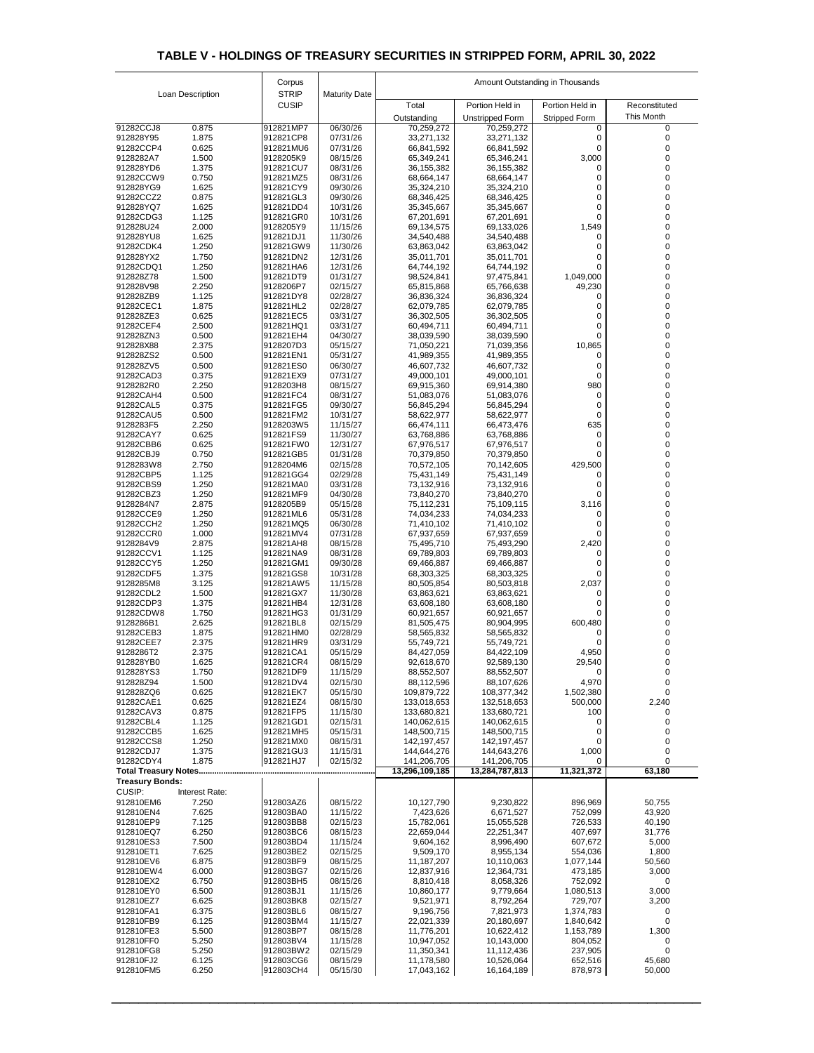## TABLE V - HOLDINGS OF TREASURY SECURITIES IN STRIPPED FORM, APRIL 30, 2022

| Loan Description | | Corpus STRIP CUSIP | Maturity Date | Amount Outstanding in Thousands | | | |
|---|---|---|---|---|---|---|---|
| | | | | Total Outstanding | Portion Held in Unstripped Form | Portion Held in Stripped Form | Reconstituted This Month |
| 91282CCJ8 | 0.875 | 912821MP7 | 06/30/26 | 70,259,272 | 70,259,272 | 0 | 0 |
| 912828Y95 | 1.875 | 912821CP8 | 07/31/26 | 33,271,132 | 33,271,132 | 0 | 0 |
| 91282CCP4 | 0.625 | 912821MU6 | 07/31/26 | 66,841,592 | 66,841,592 | 0 | 0 |
| 9128282A7 | 1.500 | 9128205K9 | 08/15/26 | 65,349,241 | 65,346,241 | 3,000 | 0 |
| 912828YD6 | 1.375 | 912821CU7 | 08/31/26 | 36,155,382 | 36,155,382 | 0 | 0 |
| 91282CCW9 | 0.750 | 912821MZ5 | 08/31/26 | 68,664,147 | 68,664,147 | 0 | 0 |
| 912828YG9 | 1.625 | 912821CY9 | 09/30/26 | 35,324,210 | 35,324,210 | 0 | 0 |
| 91282CCZ2 | 0.875 | 912821GL3 | 09/30/26 | 68,346,425 | 68,346,425 | 0 | 0 |
| 912828YQ7 | 1.625 | 912821DD4 | 10/31/26 | 35,345,667 | 35,345,667 | 0 | 0 |
| 91282CDG3 | 1.125 | 912821GR0 | 10/31/26 | 67,201,691 | 67,201,691 | 0 | 0 |
| 912828U24 | 2.000 | 9128205Y9 | 11/15/26 | 69,134,575 | 69,133,026 | 1,549 | 0 |
| 912828YU8 | 1.625 | 912821DJ1 | 11/30/26 | 34,540,488 | 34,540,488 | 0 | 0 |
| 91282CDK4 | 1.250 | 912821GW9 | 11/30/26 | 63,863,042 | 63,863,042 | 0 | 0 |
| 912828YX2 | 1.750 | 912821DN2 | 12/31/26 | 35,011,701 | 35,011,701 | 0 | 0 |
| 91282CDQ1 | 1.250 | 912821HA6 | 12/31/26 | 64,744,192 | 64,744,192 | 0 | 0 |
| 912828Z78 | 1.500 | 912821DT9 | 01/31/27 | 98,524,841 | 97,475,841 | 1,049,000 | 0 |
| 912828V98 | 2.250 | 9128206P7 | 02/15/27 | 65,815,868 | 65,766,638 | 49,230 | 0 |
| 912828ZB9 | 1.125 | 912821DY8 | 02/28/27 | 36,836,324 | 36,836,324 | 0 | 0 |
| 91282CEC1 | 1.875 | 912821HL2 | 02/28/27 | 62,079,785 | 62,079,785 | 0 | 0 |
| 912828ZE3 | 0.625 | 912821EC5 | 03/31/27 | 36,302,505 | 36,302,505 | 0 | 0 |
| 91282CEF4 | 2.500 | 912821HQ1 | 03/31/27 | 60,494,711 | 60,494,711 | 0 | 0 |
| 912828ZN3 | 0.500 | 912821EH4 | 04/30/27 | 38,039,590 | 38,039,590 | 0 | 0 |
| 912828X88 | 2.375 | 9128207D3 | 05/15/27 | 71,050,221 | 71,039,356 | 10,865 | 0 |
| 912828ZS2 | 0.500 | 912821EN1 | 05/31/27 | 41,989,355 | 41,989,355 | 0 | 0 |
| 912828ZV5 | 0.500 | 912821ES0 | 06/30/27 | 46,607,732 | 46,607,732 | 0 | 0 |
| 91282CAD3 | 0.375 | 912821EX9 | 07/31/27 | 49,000,101 | 49,000,101 | 0 | 0 |
| 9128282R0 | 2.250 | 9128203H8 | 08/15/27 | 69,915,360 | 69,914,380 | 980 | 0 |
| 91282CAH4 | 0.500 | 912821FC4 | 08/31/27 | 51,083,076 | 51,083,076 | 0 | 0 |
| 91282CAL5 | 0.375 | 912821FG5 | 09/30/27 | 56,845,294 | 56,845,294 | 0 | 0 |
| 91282CAU5 | 0.500 | 912821FM2 | 10/31/27 | 58,622,977 | 58,622,977 | 0 | 0 |
| 9128283F5 | 2.250 | 9128203W5 | 11/15/27 | 66,474,111 | 66,473,476 | 635 | 0 |
| 91282CAY7 | 0.625 | 912821FS9 | 11/30/27 | 63,768,886 | 63,768,886 | 0 | 0 |
| 91282CBB6 | 0.625 | 912821FW0 | 12/31/27 | 67,976,517 | 67,976,517 | 0 | 0 |
| 91282CBJ9 | 0.750 | 912821GB5 | 01/31/28 | 70,379,850 | 70,379,850 | 0 | 0 |
| 9128283W8 | 2.750 | 9128204M6 | 02/15/28 | 70,572,105 | 70,142,605 | 429,500 | 0 |
| 91282CBP5 | 1.125 | 912821GG4 | 02/29/28 | 75,431,149 | 75,431,149 | 0 | 0 |
| 91282CBS9 | 1.250 | 912821MA0 | 03/31/28 | 73,132,916 | 73,132,916 | 0 | 0 |
| 91282CBZ3 | 1.250 | 912821MF9 | 04/30/28 | 73,840,270 | 73,840,270 | 0 | 0 |
| 9128284N7 | 2.875 | 9128205B9 | 05/15/28 | 75,112,231 | 75,109,115 | 3,116 | 0 |
| 91282CCE9 | 1.250 | 912821ML6 | 05/31/28 | 74,034,233 | 74,034,233 | 0 | 0 |
| 91282CCH2 | 1.250 | 912821MQ5 | 06/30/28 | 71,410,102 | 71,410,102 | 0 | 0 |
| 91282CCR0 | 1.000 | 912821MV4 | 07/31/28 | 67,937,659 | 67,937,659 | 0 | 0 |
| 9128284V9 | 2.875 | 912821AH8 | 08/15/28 | 75,495,710 | 75,493,290 | 2,420 | 0 |
| 91282CCV1 | 1.125 | 912821NA9 | 08/31/28 | 69,789,803 | 69,789,803 | 0 | 0 |
| 91282CCY5 | 1.250 | 912821GM1 | 09/30/28 | 69,466,887 | 69,466,887 | 0 | 0 |
| 91282CDF5 | 1.375 | 912821GS8 | 10/31/28 | 68,303,325 | 68,303,325 | 0 | 0 |
| 9128285M8 | 3.125 | 912821AW5 | 11/15/28 | 80,505,854 | 80,503,818 | 2,037 | 0 |
| 91282CDL2 | 1.500 | 912821GX7 | 11/30/28 | 63,863,621 | 63,863,621 | 0 | 0 |
| 91282CDP3 | 1.375 | 912821HB4 | 12/31/28 | 63,608,180 | 63,608,180 | 0 | 0 |
| 91282CDW8 | 1.750 | 912821HG3 | 01/31/29 | 60,921,657 | 60,921,657 | 0 | 0 |
| 9128286B1 | 2.625 | 912821BL8 | 02/15/29 | 81,505,475 | 80,904,995 | 600,480 | 0 |
| 91282CEB3 | 1.875 | 912821HM0 | 02/28/29 | 58,565,832 | 58,565,832 | 0 | 0 |
| 91282CEE7 | 2.375 | 912821HR9 | 03/31/29 | 55,749,721 | 55,749,721 | 0 | 0 |
| 9128286T2 | 2.375 | 912821CA1 | 05/15/29 | 84,427,059 | 84,422,109 | 4,950 | 0 |
| 912828YB0 | 1.625 | 912821CR4 | 08/15/29 | 92,618,670 | 92,589,130 | 29,540 | 0 |
| 912828YS3 | 1.750 | 912821DF9 | 11/15/29 | 88,552,507 | 88,552,507 | 0 | 0 |
| 912828Z94 | 1.500 | 912821DV4 | 02/15/30 | 88,112,596 | 88,107,626 | 4,970 | 0 |
| 912828ZQ6 | 0.625 | 912821EK7 | 05/15/30 | 109,879,722 | 108,377,342 | 1,502,380 | 0 |
| 91282CAE1 | 0.625 | 912821EZ4 | 08/15/30 | 133,018,653 | 132,518,653 | 500,000 | 2,240 |
| 91282CAV3 | 0.875 | 912821FP5 | 11/15/30 | 133,680,821 | 133,680,721 | 100 | 0 |
| 91282CBL4 | 1.125 | 912821GD1 | 02/15/31 | 140,062,615 | 140,062,615 | 0 | 0 |
| 91282CCB5 | 1.625 | 912821MH5 | 05/15/31 | 148,500,715 | 148,500,715 | 0 | 0 |
| 91282CCS8 | 1.250 | 912821MX0 | 08/15/31 | 142,197,457 | 142,197,457 | 0 | 0 |
| 91282CDJ7 | 1.375 | 912821GU3 | 11/15/31 | 144,644,276 | 144,643,276 | 1,000 | 0 |
| 91282CDY4 | 1.875 | 912821HJ7 | 02/15/32 | 141,206,705 | 141,206,705 | 0 | 0 |
| **Total Treasury Notes** | | | | **13,296,109,185** | **13,284,787,813** | **11,321,372** | **63,180** |
| **Treasury Bonds:** | | | | | | | |
| CUSIP: | Interest Rate: | | | | | | |
| 912810EM6 | 7.250 | 912803AZ6 | 08/15/22 | 10,127,790 | 9,230,822 | 896,969 | 50,755 |
| 912810EN4 | 7.625 | 912803BA0 | 11/15/22 | 7,423,626 | 6,671,527 | 752,099 | 43,920 |
| 912810EP9 | 7.125 | 912803BB8 | 02/15/23 | 15,782,061 | 15,055,528 | 726,533 | 40,190 |
| 912810EQ7 | 6.250 | 912803BC6 | 08/15/23 | 22,659,044 | 22,251,347 | 407,697 | 31,776 |
| 912810ES3 | 7.500 | 912803BD4 | 11/15/24 | 9,604,162 | 8,996,490 | 607,672 | 5,000 |
| 912810ET1 | 7.625 | 912803BE2 | 02/15/25 | 9,509,170 | 8,955,134 | 554,036 | 1,800 |
| 912810EV6 | 6.875 | 912803BF9 | 08/15/25 | 11,187,207 | 10,110,063 | 1,077,144 | 50,560 |
| 912810EW4 | 6.000 | 912803BG7 | 02/15/26 | 12,837,916 | 12,364,731 | 473,185 | 3,000 |
| 912810EX2 | 6.750 | 912803BH5 | 08/15/26 | 8,810,418 | 8,058,326 | 752,092 | 0 |
| 912810EY0 | 6.500 | 912803BJ1 | 11/15/26 | 10,860,177 | 9,779,664 | 1,080,513 | 3,000 |
| 912810EZ7 | 6.625 | 912803BK8 | 02/15/27 | 9,521,971 | 8,792,264 | 729,707 | 3,200 |
| 912810FA1 | 6.375 | 912803BL6 | 08/15/27 | 9,196,756 | 7,821,973 | 1,374,783 | 0 |
| 912810FB9 | 6.125 | 912803BM4 | 11/15/27 | 22,021,339 | 20,180,697 | 1,840,642 | 0 |
| 912810FE3 | 5.500 | 912803BP7 | 08/15/28 | 11,776,201 | 10,622,412 | 1,153,789 | 1,300 |
| 912810FF0 | 5.250 | 912803BV4 | 11/15/28 | 10,947,052 | 10,143,000 | 804,052 | 0 |
| 912810FG8 | 5.250 | 912803BW2 | 02/15/29 | 11,350,341 | 11,112,436 | 237,905 | 0 |
| 912810FJ2 | 6.125 | 912803CG6 | 08/15/29 | 11,178,580 | 10,526,064 | 652,516 | 45,680 |
| 912810FM5 | 6.250 | 912803CH4 | 05/15/30 | 17,043,162 | 16,164,189 | 878,973 | 50,000 |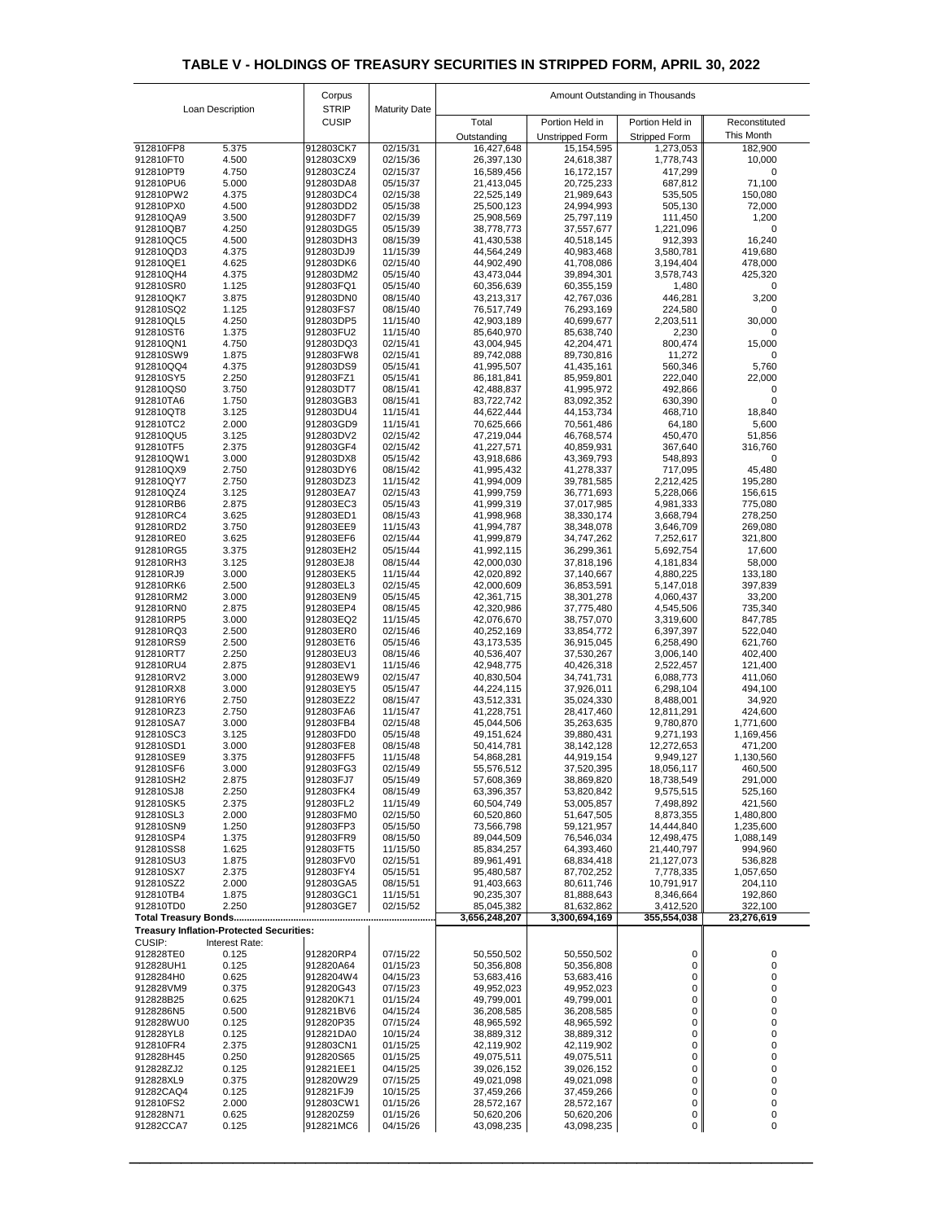# TABLE V - HOLDINGS OF TREASURY SECURITIES IN STRIPPED FORM, APRIL 30, 2022

| Loan Description | | Corpus STRIP CUSIP | Maturity Date | Amount Outstanding in Thousands | | | |
|---|---|---|---|---|---|---|---|
| | | | | Total Outstanding | Portion Held in Unstripped Form | Portion Held in Stripped Form | Reconstituted This Month |
| 912810FP8 | 5.375 | 912803CK7 | 02/15/31 | 16,427,648 | 15,154,595 | 1,273,053 | 182,900 |
| 912810FT0 | 4.500 | 912803CX9 | 02/15/36 | 26,397,130 | 24,618,387 | 1,778,743 | 10,000 |
| 912810PT9 | 4.750 | 912803CZ4 | 02/15/37 | 16,589,456 | 16,172,157 | 417,299 | 0 |
| 912810PU6 | 5.000 | 912803DA8 | 05/15/37 | 21,413,045 | 20,725,233 | 687,812 | 71,100 |
| 912810PW2 | 4.375 | 912803DC4 | 02/15/38 | 22,525,149 | 21,989,643 | 535,505 | 150,080 |
| 912810PX0 | 4.500 | 912803DD2 | 05/15/38 | 25,500,123 | 24,994,993 | 505,130 | 72,000 |
| 912810QA9 | 3.500 | 912803DF7 | 02/15/39 | 25,908,569 | 25,797,119 | 111,450 | 1,200 |
| 912810QB7 | 4.250 | 912803DG5 | 05/15/39 | 38,778,773 | 37,557,677 | 1,221,096 | 0 |
| 912810QC5 | 4.500 | 912803DH3 | 08/15/39 | 41,430,538 | 40,518,145 | 912,393 | 16,240 |
| 912810QD3 | 4.375 | 912803DJ9 | 11/15/39 | 44,564,249 | 40,983,468 | 3,580,781 | 419,680 |
| 912810QE1 | 4.625 | 912803DK6 | 02/15/40 | 44,902,490 | 41,708,086 | 3,194,404 | 478,000 |
| 912810QH4 | 4.375 | 912803DM2 | 05/15/40 | 43,473,044 | 39,894,301 | 3,578,743 | 425,320 |
| 912810SR0 | 1.125 | 912803FQ1 | 05/15/40 | 60,356,639 | 60,355,159 | 1,480 | 0 |
| 912810QK7 | 3.875 | 912803DN0 | 08/15/40 | 43,213,317 | 42,767,036 | 446,281 | 3,200 |
| 912810SQ2 | 1.125 | 912803FS7 | 08/15/40 | 76,517,749 | 76,293,169 | 224,580 | 0 |
| 912810QL5 | 4.250 | 912803DP5 | 11/15/40 | 42,903,189 | 40,699,677 | 2,203,511 | 30,000 |
| 912810ST6 | 1.375 | 912803FU2 | 11/15/40 | 85,640,970 | 85,638,740 | 2,230 | 0 |
| 912810QN1 | 4.750 | 912803DQ3 | 02/15/41 | 43,004,945 | 42,204,471 | 800,474 | 15,000 |
| 912810SW9 | 1.875 | 912803FW8 | 02/15/41 | 89,742,088 | 89,730,816 | 11,272 | 0 |
| 912810QQ4 | 4.375 | 912803DS9 | 05/15/41 | 41,995,507 | 41,435,161 | 560,346 | 5,760 |
| 912810SY5 | 2.250 | 912803FZ1 | 05/15/41 | 86,181,841 | 85,959,801 | 222,040 | 22,000 |
| 912810QS0 | 3.750 | 912803DT7 | 08/15/41 | 42,488,837 | 41,995,972 | 492,866 | 0 |
| 912810TA6 | 1.750 | 912803GB3 | 08/15/41 | 83,722,742 | 83,092,352 | 630,390 | 0 |
| 912810QT8 | 3.125 | 912803DU4 | 11/15/41 | 44,622,444 | 44,153,734 | 468,710 | 18,840 |
| 912810TC2 | 2.000 | 912803GD9 | 11/15/41 | 70,625,666 | 70,561,486 | 64,180 | 5,600 |
| 912810QU5 | 3.125 | 912803DV2 | 02/15/42 | 47,219,044 | 46,768,574 | 450,470 | 51,856 |
| 912810TF5 | 2.375 | 912803GF4 | 02/15/42 | 41,227,571 | 40,859,931 | 367,640 | 316,760 |
| 912810QW1 | 3.000 | 912803DX8 | 05/15/42 | 43,918,686 | 43,369,793 | 548,893 | 0 |
| 912810QX9 | 2.750 | 912803DY6 | 08/15/42 | 41,995,432 | 41,278,337 | 717,095 | 45,480 |
| 912810QY7 | 2.750 | 912803DZ3 | 11/15/42 | 41,994,009 | 39,781,585 | 2,212,425 | 195,280 |
| 912810QZ4 | 3.125 | 912803EA7 | 02/15/43 | 41,999,759 | 36,771,693 | 5,228,066 | 156,615 |
| 912810RB6 | 2.875 | 912803EC3 | 05/15/43 | 41,999,319 | 37,017,985 | 4,981,333 | 775,080 |
| 912810RC4 | 3.625 | 912803ED1 | 08/15/43 | 41,998,968 | 38,330,174 | 3,668,794 | 278,250 |
| 912810RD2 | 3.750 | 912803EE9 | 11/15/43 | 41,994,787 | 38,348,078 | 3,646,709 | 269,080 |
| 912810RE0 | 3.625 | 912803EF6 | 02/15/44 | 41,999,879 | 34,747,262 | 7,252,617 | 321,800 |
| 912810RG5 | 3.375 | 912803EH2 | 05/15/44 | 41,992,115 | 36,299,361 | 5,692,754 | 17,600 |
| 912810RH3 | 3.125 | 912803EJ8 | 08/15/44 | 42,000,030 | 37,818,196 | 4,181,834 | 58,000 |
| 912810RJ9 | 3.000 | 912803EK5 | 11/15/44 | 42,020,892 | 37,140,667 | 4,880,225 | 133,180 |
| 912810RK6 | 2.500 | 912803EL3 | 02/15/45 | 42,000,609 | 36,853,591 | 5,147,018 | 397,839 |
| 912810RM2 | 3.000 | 912803EN9 | 05/15/45 | 42,361,715 | 38,301,278 | 4,060,437 | 33,200 |
| 912810RN0 | 2.875 | 912803EP4 | 08/15/45 | 42,320,986 | 37,775,480 | 4,545,506 | 735,340 |
| 912810RP5 | 3.000 | 912803EQ2 | 11/15/45 | 42,076,670 | 38,757,070 | 3,319,600 | 847,785 |
| 912810RQ3 | 2.500 | 912803ER0 | 02/15/46 | 40,252,169 | 33,854,772 | 6,397,397 | 522,040 |
| 912810RS9 | 2.500 | 912803ET6 | 05/15/46 | 43,173,535 | 36,915,045 | 6,258,490 | 621,760 |
| 912810RT7 | 2.250 | 912803EU3 | 08/15/46 | 40,536,407 | 37,530,267 | 3,006,140 | 402,400 |
| 912810RU4 | 2.875 | 912803EV1 | 11/15/46 | 42,948,775 | 40,426,318 | 2,522,457 | 121,400 |
| 912810RV2 | 3.000 | 912803EW9 | 02/15/47 | 40,830,504 | 34,741,731 | 6,088,773 | 411,060 |
| 912810RX8 | 3.000 | 912803EY5 | 05/15/47 | 44,224,115 | 37,926,011 | 6,298,104 | 494,100 |
| 912810RY6 | 2.750 | 912803EZ2 | 08/15/47 | 43,512,331 | 35,024,330 | 8,488,001 | 34,920 |
| 912810RZ3 | 2.750 | 912803FA6 | 11/15/47 | 41,228,751 | 28,417,460 | 12,811,291 | 424,600 |
| 912810SA7 | 3.000 | 912803FB4 | 02/15/48 | 45,044,506 | 35,263,635 | 9,780,870 | 1,771,600 |
| 912810SC3 | 3.125 | 912803FD0 | 05/15/48 | 49,151,624 | 39,880,431 | 9,271,193 | 1,169,456 |
| 912810SD1 | 3.000 | 912803FE8 | 08/15/48 | 50,414,781 | 38,142,128 | 12,272,653 | 471,200 |
| 912810SE9 | 3.375 | 912803FF5 | 11/15/48 | 54,868,281 | 44,919,154 | 9,949,127 | 1,130,560 |
| 912810SF6 | 3.000 | 912803FG3 | 02/15/49 | 55,576,512 | 37,520,395 | 18,056,117 | 460,500 |
| 912810SH2 | 2.875 | 912803FJ7 | 05/15/49 | 57,608,369 | 38,869,820 | 18,738,549 | 291,000 |
| 912810SJ8 | 2.250 | 912803FK4 | 08/15/49 | 63,396,357 | 53,820,842 | 9,575,515 | 525,160 |
| 912810SK5 | 2.375 | 912803FL2 | 11/15/49 | 60,504,749 | 53,005,857 | 7,498,892 | 421,560 |
| 912810SL3 | 2.000 | 912803FM0 | 02/15/50 | 60,520,860 | 51,647,505 | 8,873,355 | 1,480,800 |
| 912810SN9 | 1.250 | 912803FP3 | 05/15/50 | 73,566,798 | 59,121,957 | 14,444,840 | 1,235,600 |
| 912810SP4 | 1.375 | 912803FR9 | 08/15/50 | 89,044,509 | 76,546,034 | 12,498,475 | 1,088,149 |
| 912810SS8 | 1.625 | 912803FT5 | 11/15/50 | 85,834,257 | 64,393,460 | 21,440,797 | 994,960 |
| 912810SU3 | 1.875 | 912803FV0 | 02/15/51 | 89,961,491 | 68,834,418 | 21,127,073 | 536,828 |
| 912810SX7 | 2.375 | 912803FY4 | 05/15/51 | 95,480,587 | 87,702,252 | 7,778,335 | 1,057,650 |
| 912810SZ2 | 2.000 | 912803GA5 | 08/15/51 | 91,403,663 | 80,611,746 | 10,791,917 | 204,110 |
| 912810TB4 | 1.875 | 912803GC1 | 11/15/51 | 90,235,307 | 81,888,643 | 8,346,664 | 192,860 |
| 912810TD0 | 2.250 | 912803GE7 | 02/15/52 | 85,045,382 | 81,632,862 | 3,412,520 | 322,100 |
| **Total Treasury Bonds** | | | | **3,656,248,207** | **3,300,694,169** | **355,554,038** | **23,276,619** |
| **Treasury Inflation-Protected Securities:** | | | | | | | |
| CUSIP: | Interest Rate: | | | | | | |
| 912828TE0 | 0.125 | 912820RP4 | 07/15/22 | 50,550,502 | 50,550,502 | 0 | 0 |
| 912828UH1 | 0.125 | 912820A64 | 01/15/23 | 50,356,808 | 50,356,808 | 0 | 0 |
| 9128284H0 | 0.625 | 9128204W4 | 04/15/23 | 53,683,416 | 53,683,416 | 0 | 0 |
| 912828VM9 | 0.375 | 912820G43 | 07/15/23 | 49,952,023 | 49,952,023 | 0 | 0 |
| 912828B25 | 0.625 | 912820K71 | 01/15/24 | 49,799,001 | 49,799,001 | 0 | 0 |
| 9128286N5 | 0.500 | 912821BV6 | 04/15/24 | 36,208,585 | 36,208,585 | 0 | 0 |
| 912828WU0 | 0.125 | 912820P35 | 07/15/24 | 48,965,592 | 48,965,592 | 0 | 0 |
| 912828YL8 | 0.125 | 912821DA0 | 10/15/24 | 38,889,312 | 38,889,312 | 0 | 0 |
| 912810FR4 | 2.375 | 912803CN1 | 01/15/25 | 42,119,902 | 42,119,902 | 0 | 0 |
| 912828H45 | 0.250 | 912820S65 | 01/15/25 | 49,075,511 | 49,075,511 | 0 | 0 |
| 912828ZJ2 | 0.125 | 912821EE1 | 04/15/25 | 39,026,152 | 39,026,152 | 0 | 0 |
| 912828XL9 | 0.375 | 912820W29 | 07/15/25 | 49,021,098 | 49,021,098 | 0 | 0 |
| 91282CAQ4 | 0.125 | 912821FJ9 | 10/15/25 | 37,459,266 | 37,459,266 | 0 | 0 |
| 912810FS2 | 2.000 | 912803CW1 | 01/15/26 | 28,572,167 | 28,572,167 | 0 | 0 |
| 912828N71 | 0.625 | 912820Z59 | 01/15/26 | 50,620,206 | 50,620,206 | 0 | 0 |
| 91282CCA7 | 0.125 | 912821MC6 | 04/15/26 | 43,098,235 | 43,098,235 | 0 | 0 |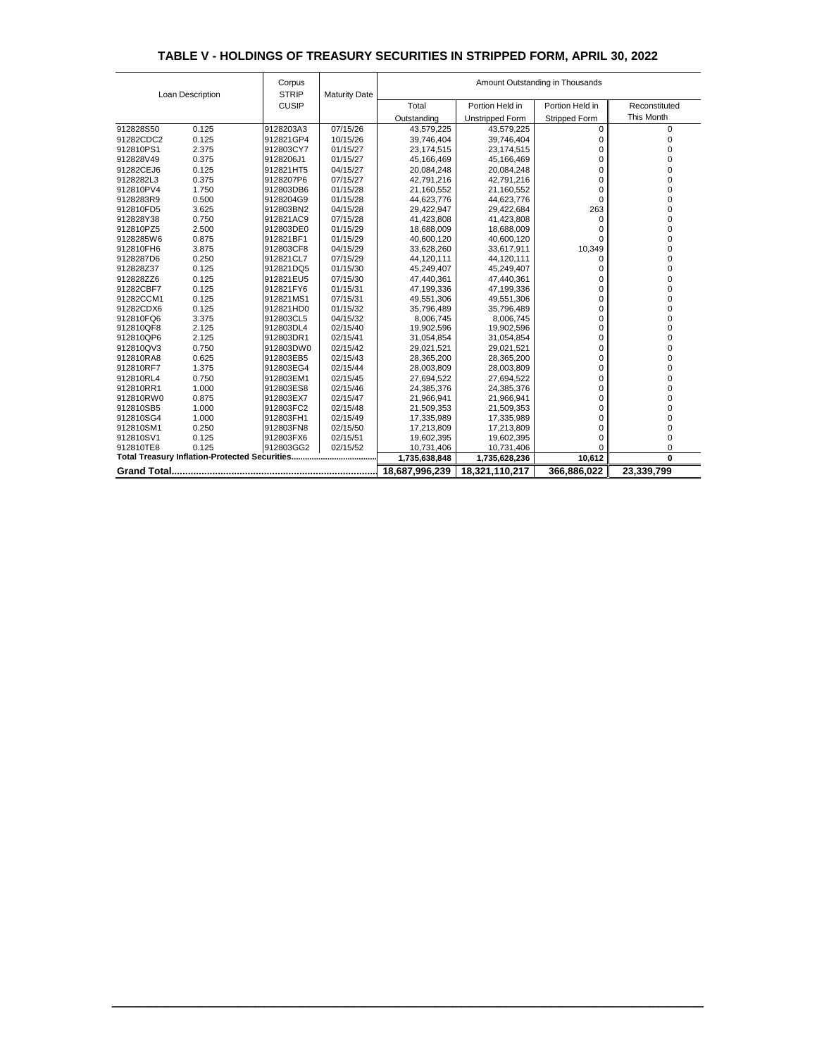# TABLE V - HOLDINGS OF TREASURY SECURITIES IN STRIPPED FORM, APRIL 30, 2022

| Loan Description | | Corpus STRIP CUSIP | Maturity Date | Amount Outstanding in Thousands | | | |
|---|---|---|---|---|---|---|---|
| | | | | Total Outstanding | Portion Held in Unstripped Form | Portion Held in Stripped Form | Reconstituted This Month |
| 912828S50 | 0.125 | 9128203A3 | 07/15/26 | 43,579,225 | 43,579,225 | 0 | 0 |
| 91282CDC2 | 0.125 | 912821GP4 | 10/15/26 | 39,746,404 | 39,746,404 | 0 | 0 |
| 912810PS1 | 2.375 | 912803CY7 | 01/15/27 | 23,174,515 | 23,174,515 | 0 | 0 |
| 912828V49 | 0.375 | 9128206J1 | 01/15/27 | 45,166,469 | 45,166,469 | 0 | 0 |
| 91282CEJ6 | 0.125 | 912821HT5 | 04/15/27 | 20,084,248 | 20,084,248 | 0 | 0 |
| 9128282L3 | 0.375 | 9128207P6 | 07/15/27 | 42,791,216 | 42,791,216 | 0 | 0 |
| 912810PV4 | 1.750 | 912803DB6 | 01/15/28 | 21,160,552 | 21,160,552 | 0 | 0 |
| 9128283R9 | 0.500 | 9128204G9 | 01/15/28 | 44,623,776 | 44,623,776 | 0 | 0 |
| 912810FD5 | 3.625 | 912803BN2 | 04/15/28 | 29,422,947 | 29,422,684 | 263 | 0 |
| 912828Y38 | 0.750 | 912821AC9 | 07/15/28 | 41,423,808 | 41,423,808 | 0 | 0 |
| 912810PZ5 | 2.500 | 912803DE0 | 01/15/29 | 18,688,009 | 18,688,009 | 0 | 0 |
| 9128285W6 | 0.875 | 912821BF1 | 01/15/29 | 40,600,120 | 40,600,120 | 0 | 0 |
| 912810FH6 | 3.875 | 912803CF8 | 04/15/29 | 33,628,260 | 33,617,911 | 10,349 | 0 |
| 9128287D6 | 0.250 | 912821CL7 | 07/15/29 | 44,120,111 | 44,120,111 | 0 | 0 |
| 912828Z37 | 0.125 | 912821DQ5 | 01/15/30 | 45,249,407 | 45,249,407 | 0 | 0 |
| 912828ZZ6 | 0.125 | 912821EU5 | 07/15/30 | 47,440,361 | 47,440,361 | 0 | 0 |
| 91282CBF7 | 0.125 | 912821FY6 | 01/15/31 | 47,199,336 | 47,199,336 | 0 | 0 |
| 91282CCM1 | 0.125 | 912821MS1 | 07/15/31 | 49,551,306 | 49,551,306 | 0 | 0 |
| 91282CDX6 | 0.125 | 912821HD0 | 01/15/32 | 35,796,489 | 35,796,489 | 0 | 0 |
| 912810FQ6 | 3.375 | 912803CL5 | 04/15/32 | 8,006,745 | 8,006,745 | 0 | 0 |
| 912810QF8 | 2.125 | 912803DL4 | 02/15/40 | 19,902,596 | 19,902,596 | 0 | 0 |
| 912810QP6 | 2.125 | 912803DR1 | 02/15/41 | 31,054,854 | 31,054,854 | 0 | 0 |
| 912810QV3 | 0.750 | 912803DW0 | 02/15/42 | 29,021,521 | 29,021,521 | 0 | 0 |
| 912810RA8 | 0.625 | 912803EB5 | 02/15/43 | 28,365,200 | 28,365,200 | 0 | 0 |
| 912810RF7 | 1.375 | 912803EG4 | 02/15/44 | 28,003,809 | 28,003,809 | 0 | 0 |
| 912810RL4 | 0.750 | 912803EM1 | 02/15/45 | 27,694,522 | 27,694,522 | 0 | 0 |
| 912810RR1 | 1.000 | 912803ES8 | 02/15/46 | 24,385,376 | 24,385,376 | 0 | 0 |
| 912810RW0 | 0.875 | 912803EX7 | 02/15/47 | 21,966,941 | 21,966,941 | 0 | 0 |
| 912810SB5 | 1.000 | 912803FC2 | 02/15/48 | 21,509,353 | 21,509,353 | 0 | 0 |
| 912810SG4 | 1.000 | 912803FH1 | 02/15/49 | 17,335,989 | 17,335,989 | 0 | 0 |
| 912810SM1 | 0.250 | 912803FN8 | 02/15/50 | 17,213,809 | 17,213,809 | 0 | 0 |
| 912810SV1 | 0.125 | 912803FX6 | 02/15/51 | 19,602,395 | 19,602,395 | 0 | 0 |
| 912810TE8 | 0.125 | 912803GG2 | 02/15/52 | 10,731,406 | 10,731,406 | 0 | 0 |
| **Total Treasury Inflation-Protected Securities......** | | | | **1,735,638,848** | **1,735,628,236** | **10,612** | **0** |
| **Grand Total......** | | | | **18,687,996,239** | **18,321,110,217** | **366,886,022** | **23,339,799** |